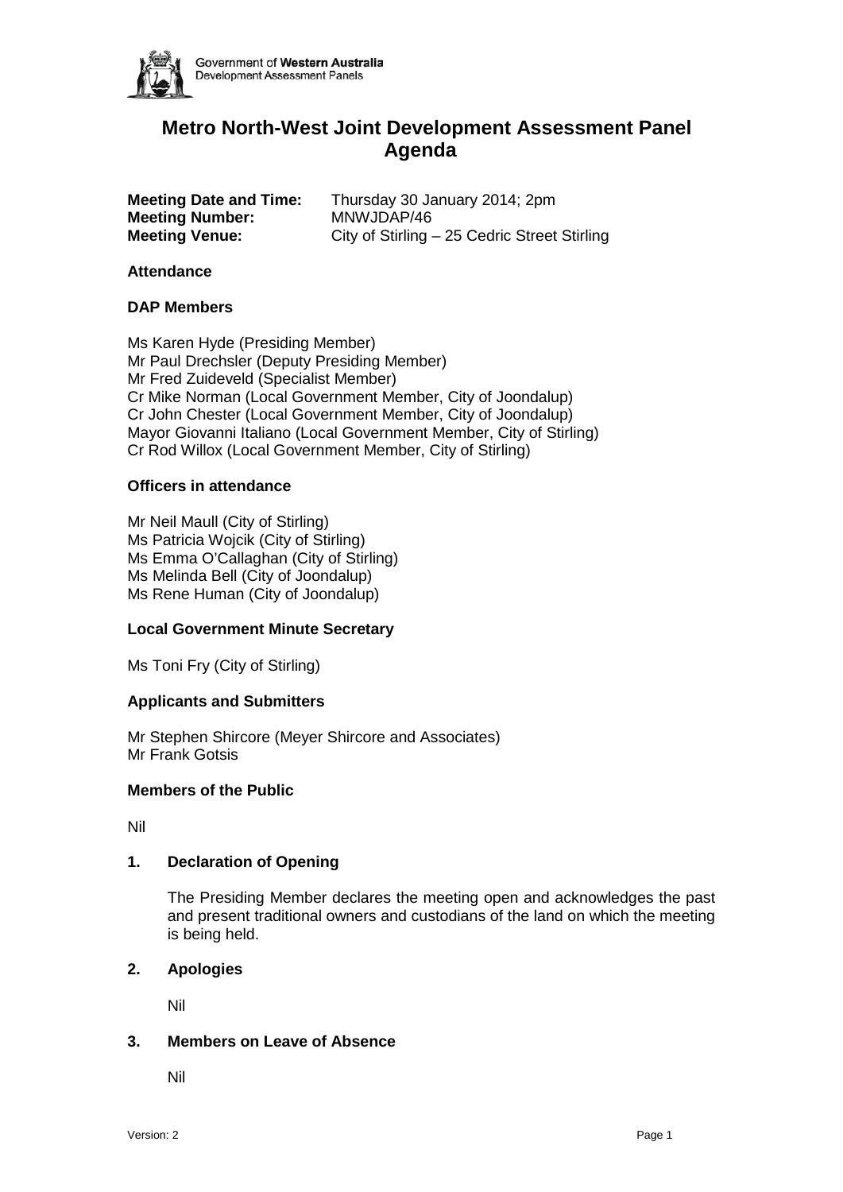Government of **Western Australia**
Development Assessment Panels

# Metro North-West Joint Development Assessment Panel Agenda

**Meeting Date and Time:** Thursday 30 January 2014; 2pm
**Meeting Number:** MNWJDAP/46
**Meeting Venue:** City of Stirling – 25 Cedric Street Stirling

**Attendance**

**DAP Members**

Ms Karen Hyde (Presiding Member)
Mr Paul Drechsler (Deputy Presiding Member)
Mr Fred Zuideveld (Specialist Member)
Cr Mike Norman (Local Government Member, City of Joondalup)
Cr John Chester (Local Government Member, City of Joondalup)
Mayor Giovanni Italiano (Local Government Member, City of Stirling)
Cr Rod Willox (Local Government Member, City of Stirling)

**Officers in attendance**

Mr Neil Maull (City of Stirling)
Ms Patricia Wojcik (City of Stirling)
Ms Emma O'Callaghan (City of Stirling)
Ms Melinda Bell (City of Joondalup)
Ms Rene Human (City of Joondalup)

**Local Government Minute Secretary**

Ms Toni Fry (City of Stirling)

**Applicants and Submitters**

Mr Stephen Shircore (Meyer Shircore and Associates)
Mr Frank Gotsis

**Members of the Public**

Nil

## 1. Declaration of Opening

The Presiding Member declares the meeting open and acknowledges the past and present traditional owners and custodians of the land on which the meeting is being held.

## 2. Apologies

Nil

## 3. Members on Leave of Absence

Nil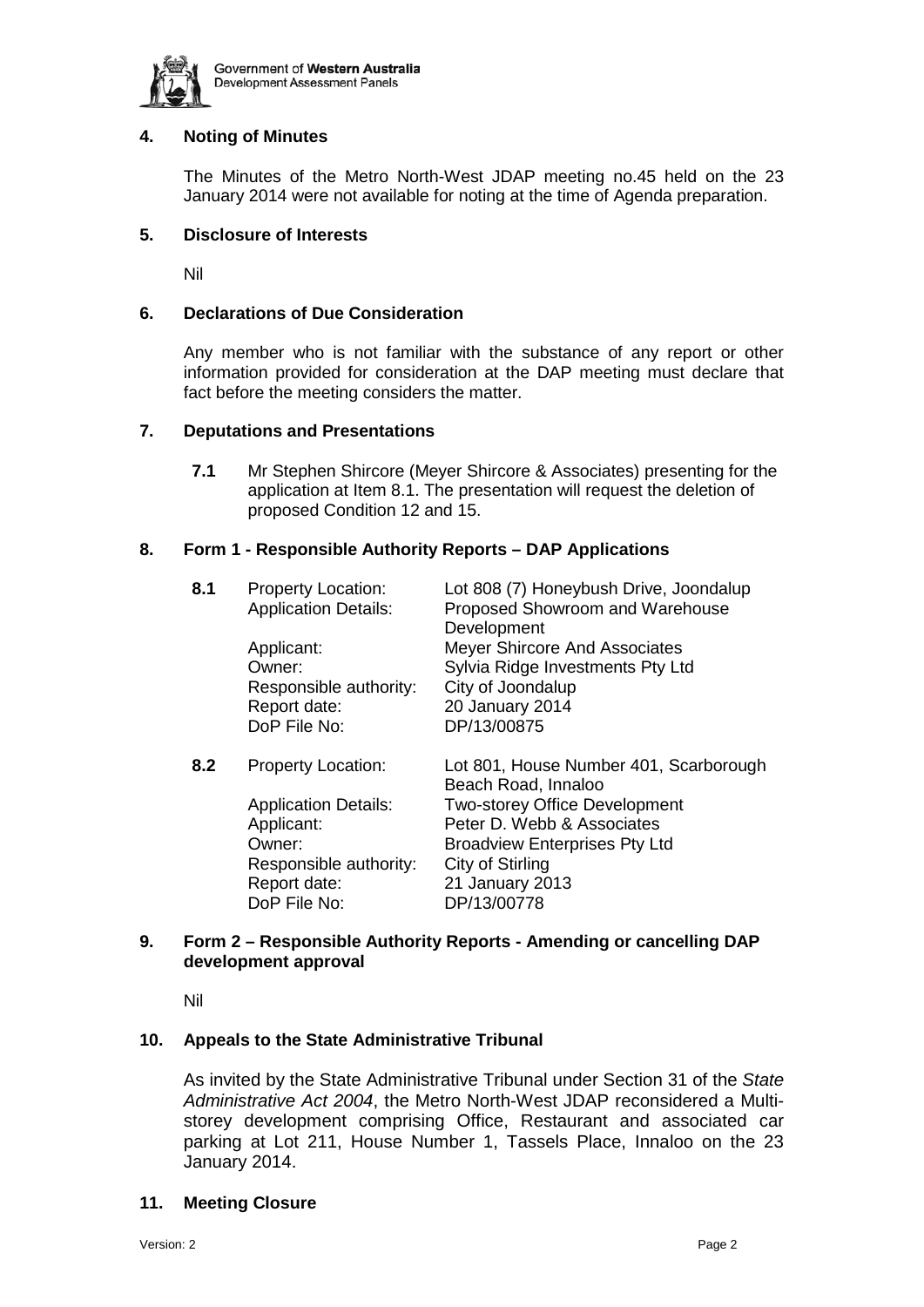## 4. Noting of Minutes

The Minutes of the Metro North-West JDAP meeting no.45 held on the 23 January 2014 were not available for noting at the time of Agenda preparation.

## 5. Disclosure of Interests

Nil

## 6. Declarations of Due Consideration

Any member who is not familiar with the substance of any report or other information provided for consideration at the DAP meeting must declare that fact before the meeting considers the matter.

## 7. Deputations and Presentations

**7.1** Mr Stephen Shircore (Meyer Shircore & Associates) presenting for the application at Item 8.1. The presentation will request the deletion of proposed Condition 12 and 15.

## 8. Form 1 - Responsible Authority Reports – DAP Applications

| | | |
|---|---|---|
| **8.1** | Property Location: | Lot 808 (7) Honeybush Drive, Joondalup |
| | Application Details: | Proposed Showroom and Warehouse Development |
| | Applicant: | Meyer Shircore And Associates |
| | Owner: | Sylvia Ridge Investments Pty Ltd |
| | Responsible authority: | City of Joondalup |
| | Report date: | 20 January 2014 |
| | DoP File No: | DP/13/00875 |
| **8.2** | Property Location: | Lot 801, House Number 401, Scarborough Beach Road, Innaloo |
| | Application Details: | Two-storey Office Development |
| | Applicant: | Peter D. Webb & Associates |
| | Owner: | Broadview Enterprises Pty Ltd |
| | Responsible authority: | City of Stirling |
| | Report date: | 21 January 2013 |
| | DoP File No: | DP/13/00778 |

## 9. Form 2 – Responsible Authority Reports - Amending or cancelling DAP development approval

Nil

## 10. Appeals to the State Administrative Tribunal

As invited by the State Administrative Tribunal under Section 31 of the *State Administrative Act 2004*, the Metro North-West JDAP reconsidered a Multi-storey development comprising Office, Restaurant and associated car parking at Lot 211, House Number 1, Tassels Place, Innaloo on the 23 January 2014.

## 11. Meeting Closure